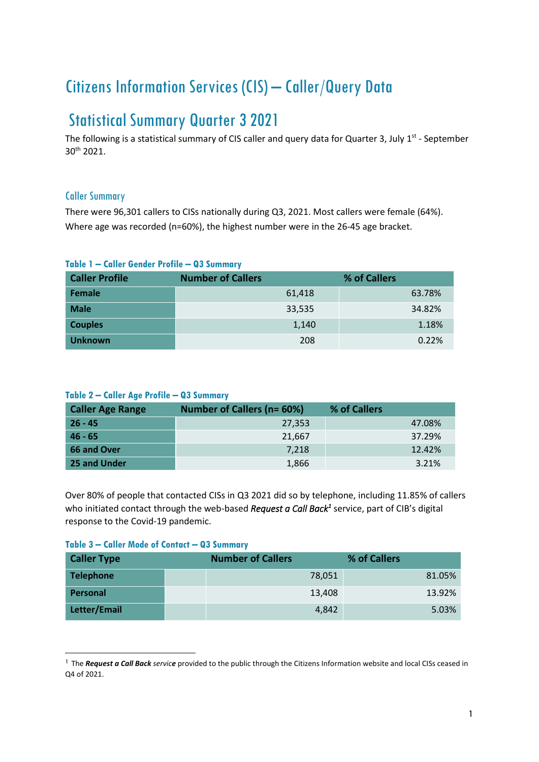# Citizens Information Services (CIS) – Caller/Query Data

# Statistical Summary Quarter 3 2021

The following is a statistical summary of CIS caller and query data for Quarter 3, July 1st - September 30th 2021.

## Caller Summary

There were 96,301 callers to CISs nationally during Q3, 2021. Most callers were female (64%). Where age was recorded (n=60%), the highest number were in the 26-45 age bracket.

**Table 1 – Caller Gender Profile – Q3 Summary**

| Caller Profile | Number of Callers | % of Callers |
|---|---|---|
| Female | 61,418 | 63.78% |
| Male | 33,535 | 34.82% |
| Couples | 1,140 | 1.18% |
| Unknown | 208 | 0.22% |

**Table 2 – Caller Age Profile – Q3 Summary**

| Caller Age Range | Number of Callers (n= 60%) | % of Callers |
|---|---|---|
| 26 - 45 | 27,353 | 47.08% |
| 46 - 65 | 21,667 | 37.29% |
| 66 and Over | 7,218 | 12.42% |
| 25 and Under | 1,866 | 3.21% |

Over 80% of people that contacted CISs in Q3 2021 did so by telephone, including 11.85% of callers who initiated contact through the web-based ***Request a Call Back***[1] service, part of CIB's digital response to the Covid-19 pandemic.

**Table 3 – Caller Mode of Contact – Q3 Summary**

| Caller Type | Number of Callers | % of Callers |
|---|---|---|
| Telephone | 78,051 | 81.05% |
| Personal | 13,408 | 13.92% |
| Letter/Email | 4,842 | 5.03% |

[1] The ***Request a Call Back*** *service* provided to the public through the Citizens Information website and local CISs ceased in Q4 of 2021.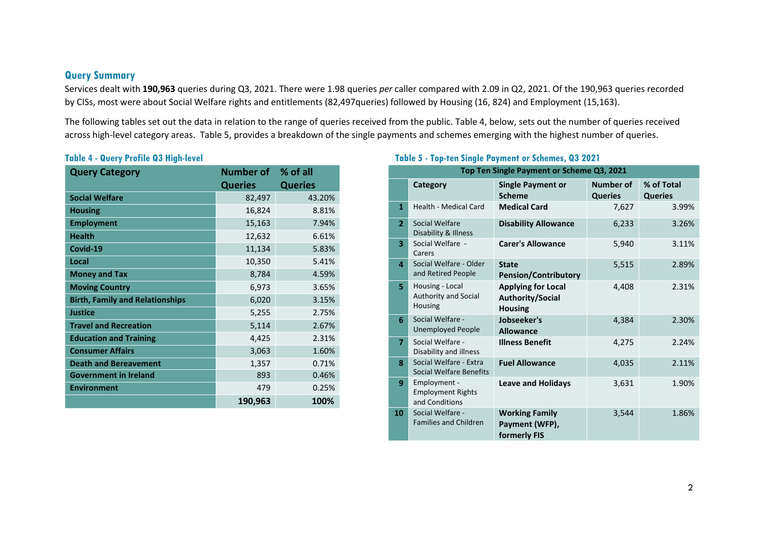## Query Summary

Services dealt with **190,963** queries during Q3, 2021. There were 1.98 queries *per* caller compared with 2.09 in Q2, 2021. Of the 190,963 queries recorded by CISs, most were about Social Welfare rights and entitlements (82,497queries) followed by Housing (16, 824) and Employment (15,163).

The following tables set out the data in relation to the range of queries received from the public. Table 4, below, sets out the number of queries received across high-level category areas. Table 5, provides a breakdown of the single payments and schemes emerging with the highest number of queries.

### Table 4 - Query Profile Q3 High-level

| Query Category | Number of Queries | % of all Queries |
|---|---|---|
| **Social Welfare** | 82,497 | 43.20% |
| **Housing** | 16,824 | 8.81% |
| **Employment** | 15,163 | 7.94% |
| **Health** | 12,632 | 6.61% |
| **Covid-19** | 11,134 | 5.83% |
| **Local** | 10,350 | 5.41% |
| **Money and Tax** | 8,784 | 4.59% |
| **Moving Country** | 6,973 | 3.65% |
| **Birth, Family and Relationships** | 6,020 | 3.15% |
| **Justice** | 5,255 | 2.75% |
| **Travel and Recreation** | 5,114 | 2.67% |
| **Education and Training** | 4,425 | 2.31% |
| **Consumer Affairs** | 3,063 | 1.60% |
| **Death and Bereavement** | 1,357 | 0.71% |
| **Government in Ireland** | 893 | 0.46% |
| **Environment** | 479 | 0.25% |
| | **190,963** | **100%** |

### Table 5 - Top-ten Single Payment or Schemes, Q3 2021

| Top Ten Single Payment or Scheme Q3, 2021 | | | | |
|---|---|---|---|---|
| | Category | Single Payment or Scheme | Number of Queries | % of Total Queries |
| **1** | Health - Medical Card | **Medical Card** | 7,627 | 3.99% |
| **2** | Social Welfare Disability & Illness | **Disability Allowance** | 6,233 | 3.26% |
| **3** | Social Welfare - Carers | **Carer's Allowance** | 5,940 | 3.11% |
| **4** | Social Welfare - Older and Retired People | **State Pension/Contributory** | 5,515 | 2.89% |
| **5** | Housing - Local Authority and Social Housing | **Applying for Local Authority/Social Housing** | 4,408 | 2.31% |
| **6** | Social Welfare - Unemployed People | **Jobseeker's Allowance** | 4,384 | 2.30% |
| **7** | Social Welfare - Disability and illness | **Illness Benefit** | 4,275 | 2.24% |
| **8** | Social Welfare - Extra Social Welfare Benefits | **Fuel Allowance** | 4,035 | 2.11% |
| **9** | Employment - Employment Rights and Conditions | **Leave and Holidays** | 3,631 | 1.90% |
| **10** | Social Welfare - Families and Children | **Working Family Payment (WFP), formerly FIS** | 3,544 | 1.86% |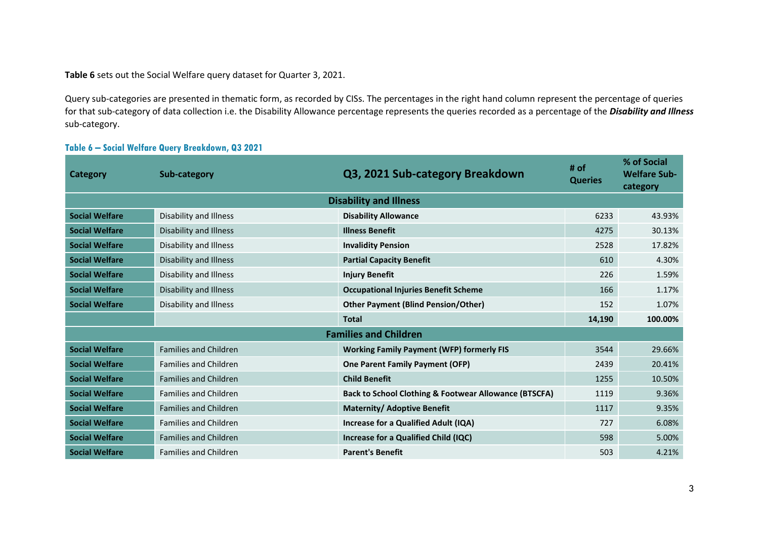**Table 6** sets out the Social Welfare query dataset for Quarter 3, 2021.

Query sub-categories are presented in thematic form, as recorded by CISs. The percentages in the right hand column represent the percentage of queries for that sub-category of data collection i.e. the Disability Allowance percentage represents the queries recorded as a percentage of the ***Disability and Illness*** sub-category.

**Table 6 – Social Welfare Query Breakdown, Q3 2021**

| Category | Sub-category | Q3, 2021 Sub-category Breakdown | # of Queries | % of Social Welfare Sub-category |
|---|---|---|---|---|
| | | **Disability and Illness** | | |
| **Social Welfare** | Disability and Illness | **Disability Allowance** | 6233 | 43.93% |
| **Social Welfare** | Disability and Illness | **Illness Benefit** | 4275 | 30.13% |
| **Social Welfare** | Disability and Illness | **Invalidity Pension** | 2528 | 17.82% |
| **Social Welfare** | Disability and Illness | **Partial Capacity Benefit** | 610 | 4.30% |
| **Social Welfare** | Disability and Illness | **Injury Benefit** | 226 | 1.59% |
| **Social Welfare** | Disability and Illness | **Occupational Injuries Benefit Scheme** | 166 | 1.17% |
| **Social Welfare** | Disability and Illness | **Other Payment (Blind Pension/Other)** | 152 | 1.07% |
| | | **Total** | **14,190** | **100.00%** |
| | | **Families and Children** | | |
| **Social Welfare** | Families and Children | **Working Family Payment (WFP) formerly FIS** | 3544 | 29.66% |
| **Social Welfare** | Families and Children | **One Parent Family Payment (OFP)** | 2439 | 20.41% |
| **Social Welfare** | Families and Children | **Child Benefit** | 1255 | 10.50% |
| **Social Welfare** | Families and Children | **Back to School Clothing & Footwear Allowance (BTSCFA)** | 1119 | 9.36% |
| **Social Welfare** | Families and Children | **Maternity/ Adoptive Benefit** | 1117 | 9.35% |
| **Social Welfare** | Families and Children | **Increase for a Qualified Adult (IQA)** | 727 | 6.08% |
| **Social Welfare** | Families and Children | **Increase for a Qualified Child (IQC)** | 598 | 5.00% |
| **Social Welfare** | Families and Children | **Parent's Benefit** | 503 | 4.21% |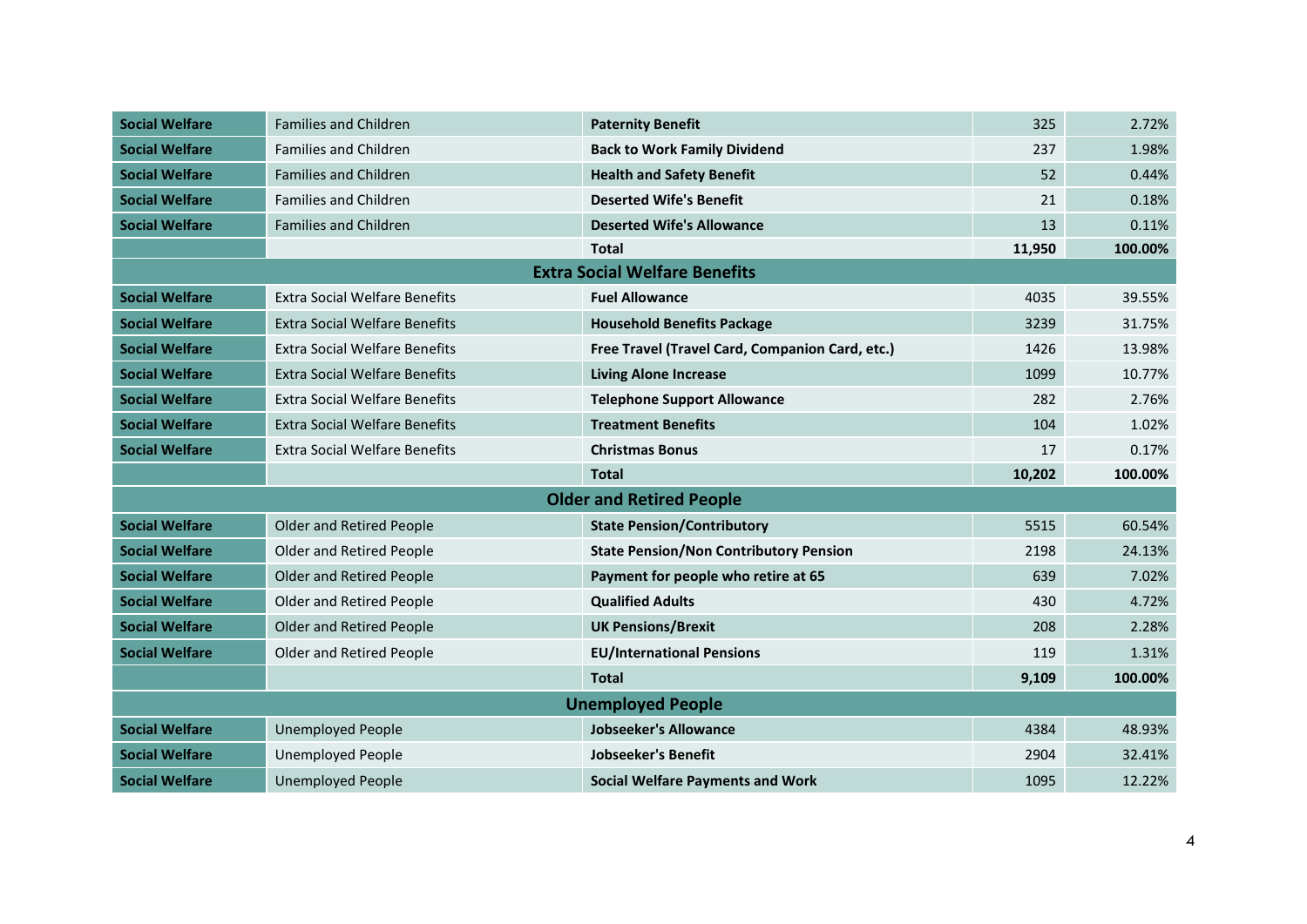| | | | | |
|---|---|---|---|---|
| **Social Welfare** | Families and Children | **Paternity Benefit** | 325 | 2.72% |
| **Social Welfare** | Families and Children | **Back to Work Family Dividend** | 237 | 1.98% |
| **Social Welfare** | Families and Children | **Health and Safety Benefit** | 52 | 0.44% |
| **Social Welfare** | Families and Children | **Deserted Wife's Benefit** | 21 | 0.18% |
| **Social Welfare** | Families and Children | **Deserted Wife's Allowance** | 13 | 0.11% |
| | | **Total** | **11,950** | **100.00%** |
| | | **Extra Social Welfare Benefits** | | |
| **Social Welfare** | Extra Social Welfare Benefits | **Fuel Allowance** | 4035 | 39.55% |
| **Social Welfare** | Extra Social Welfare Benefits | **Household Benefits Package** | 3239 | 31.75% |
| **Social Welfare** | Extra Social Welfare Benefits | **Free Travel (Travel Card, Companion Card, etc.)** | 1426 | 13.98% |
| **Social Welfare** | Extra Social Welfare Benefits | **Living Alone Increase** | 1099 | 10.77% |
| **Social Welfare** | Extra Social Welfare Benefits | **Telephone Support Allowance** | 282 | 2.76% |
| **Social Welfare** | Extra Social Welfare Benefits | **Treatment Benefits** | 104 | 1.02% |
| **Social Welfare** | Extra Social Welfare Benefits | **Christmas Bonus** | 17 | 0.17% |
| | | **Total** | **10,202** | **100.00%** |
| | | **Older and Retired People** | | |
| **Social Welfare** | Older and Retired People | **State Pension/Contributory** | 5515 | 60.54% |
| **Social Welfare** | Older and Retired People | **State Pension/Non Contributory Pension** | 2198 | 24.13% |
| **Social Welfare** | Older and Retired People | **Payment for people who retire at 65** | 639 | 7.02% |
| **Social Welfare** | Older and Retired People | **Qualified Adults** | 430 | 4.72% |
| **Social Welfare** | Older and Retired People | **UK Pensions/Brexit** | 208 | 2.28% |
| **Social Welfare** | Older and Retired People | **EU/International Pensions** | 119 | 1.31% |
| | | **Total** | **9,109** | **100.00%** |
| | | **Unemployed People** | | |
| **Social Welfare** | Unemployed People | **Jobseeker's Allowance** | 4384 | 48.93% |
| **Social Welfare** | Unemployed People | **Jobseeker's Benefit** | 2904 | 32.41% |
| **Social Welfare** | Unemployed People | **Social Welfare Payments and Work** | 1095 | 12.22% |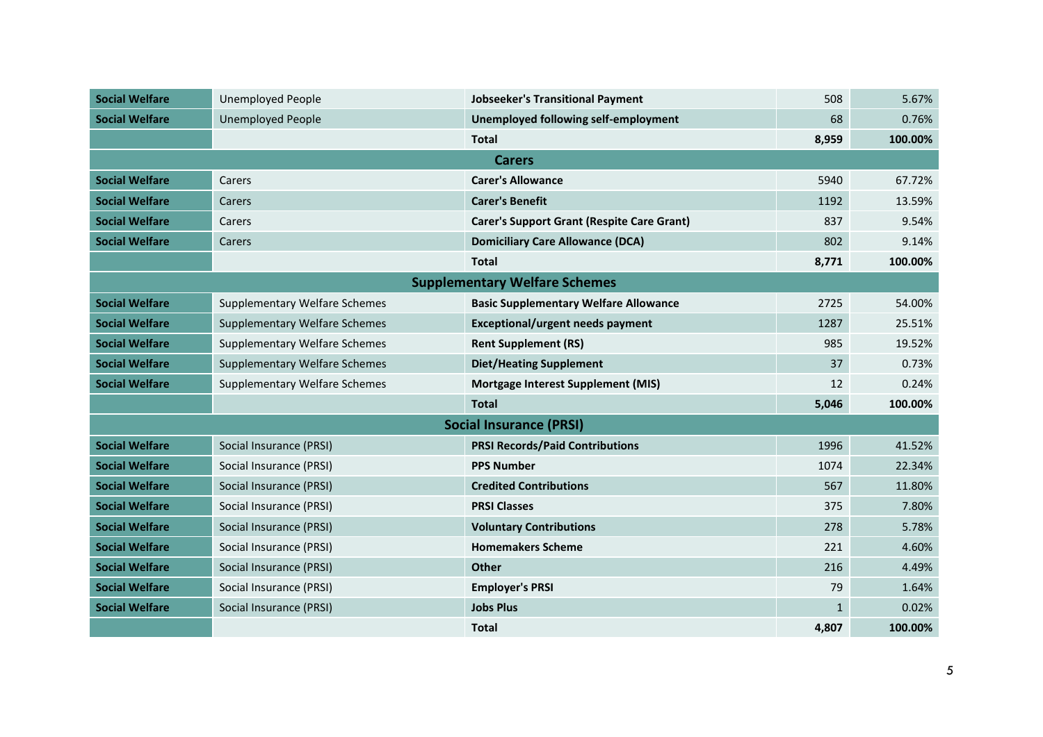| | | | | |
|---|---|---|---|---|
| **Social Welfare** | Unemployed People | **Jobseeker's Transitional Payment** | 508 | 5.67% |
| **Social Welfare** | Unemployed People | **Unemployed following self-employment** | 68 | 0.76% |
| | | **Total** | **8,959** | **100.00%** |
| | | **Carers** | | |
| **Social Welfare** | Carers | **Carer's Allowance** | 5940 | 67.72% |
| **Social Welfare** | Carers | **Carer's Benefit** | 1192 | 13.59% |
| **Social Welfare** | Carers | **Carer's Support Grant (Respite Care Grant)** | 837 | 9.54% |
| **Social Welfare** | Carers | **Domiciliary Care Allowance (DCA)** | 802 | 9.14% |
| | | **Total** | **8,771** | **100.00%** |
| | | **Supplementary Welfare Schemes** | | |
| **Social Welfare** | Supplementary Welfare Schemes | **Basic Supplementary Welfare Allowance** | 2725 | 54.00% |
| **Social Welfare** | Supplementary Welfare Schemes | **Exceptional/urgent needs payment** | 1287 | 25.51% |
| **Social Welfare** | Supplementary Welfare Schemes | **Rent Supplement (RS)** | 985 | 19.52% |
| **Social Welfare** | Supplementary Welfare Schemes | **Diet/Heating Supplement** | 37 | 0.73% |
| **Social Welfare** | Supplementary Welfare Schemes | **Mortgage Interest Supplement (MIS)** | 12 | 0.24% |
| | | **Total** | **5,046** | **100.00%** |
| | | **Social Insurance (PRSI)** | | |
| **Social Welfare** | Social Insurance (PRSI) | **PRSI Records/Paid Contributions** | 1996 | 41.52% |
| **Social Welfare** | Social Insurance (PRSI) | **PPS Number** | 1074 | 22.34% |
| **Social Welfare** | Social Insurance (PRSI) | **Credited Contributions** | 567 | 11.80% |
| **Social Welfare** | Social Insurance (PRSI) | **PRSI Classes** | 375 | 7.80% |
| **Social Welfare** | Social Insurance (PRSI) | **Voluntary Contributions** | 278 | 5.78% |
| **Social Welfare** | Social Insurance (PRSI) | **Homemakers Scheme** | 221 | 4.60% |
| **Social Welfare** | Social Insurance (PRSI) | **Other** | 216 | 4.49% |
| **Social Welfare** | Social Insurance (PRSI) | **Employer's PRSI** | 79 | 1.64% |
| **Social Welfare** | Social Insurance (PRSI) | **Jobs Plus** | 1 | 0.02% |
| | | **Total** | **4,807** | **100.00%** |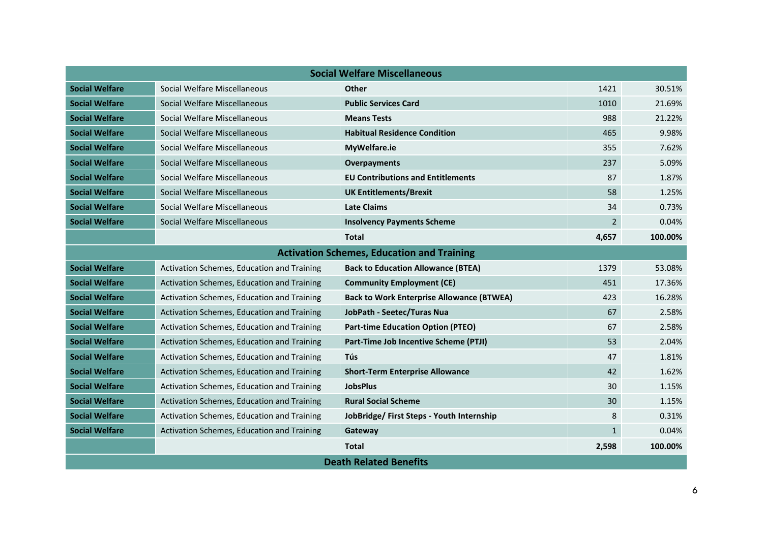| Social Welfare Miscellaneous | | | | |
|---|---|---|---|---|
| **Social Welfare** | Social Welfare Miscellaneous | **Other** | 1421 | 30.51% |
| **Social Welfare** | Social Welfare Miscellaneous | **Public Services Card** | 1010 | 21.69% |
| **Social Welfare** | Social Welfare Miscellaneous | **Means Tests** | 988 | 21.22% |
| **Social Welfare** | Social Welfare Miscellaneous | **Habitual Residence Condition** | 465 | 9.98% |
| **Social Welfare** | Social Welfare Miscellaneous | **MyWelfare.ie** | 355 | 7.62% |
| **Social Welfare** | Social Welfare Miscellaneous | **Overpayments** | 237 | 5.09% |
| **Social Welfare** | Social Welfare Miscellaneous | **EU Contributions and Entitlements** | 87 | 1.87% |
| **Social Welfare** | Social Welfare Miscellaneous | **UK Entitlements/Brexit** | 58 | 1.25% |
| **Social Welfare** | Social Welfare Miscellaneous | **Late Claims** | 34 | 0.73% |
| **Social Welfare** | Social Welfare Miscellaneous | **Insolvency Payments Scheme** | 2 | 0.04% |
| | | **Total** | **4,657** | **100.00%** |
| **Activation Schemes, Education and Training** | | | | |
| **Social Welfare** | Activation Schemes, Education and Training | **Back to Education Allowance (BTEA)** | 1379 | 53.08% |
| **Social Welfare** | Activation Schemes, Education and Training | **Community Employment (CE)** | 451 | 17.36% |
| **Social Welfare** | Activation Schemes, Education and Training | **Back to Work Enterprise Allowance (BTWEA)** | 423 | 16.28% |
| **Social Welfare** | Activation Schemes, Education and Training | **JobPath - Seetec/Turas Nua** | 67 | 2.58% |
| **Social Welfare** | Activation Schemes, Education and Training | **Part-time Education Option (PTEO)** | 67 | 2.58% |
| **Social Welfare** | Activation Schemes, Education and Training | **Part-Time Job Incentive Scheme (PTJI)** | 53 | 2.04% |
| **Social Welfare** | Activation Schemes, Education and Training | **Tús** | 47 | 1.81% |
| **Social Welfare** | Activation Schemes, Education and Training | **Short-Term Enterprise Allowance** | 42 | 1.62% |
| **Social Welfare** | Activation Schemes, Education and Training | **JobsPlus** | 30 | 1.15% |
| **Social Welfare** | Activation Schemes, Education and Training | **Rural Social Scheme** | 30 | 1.15% |
| **Social Welfare** | Activation Schemes, Education and Training | **JobBridge/ First Steps - Youth Internship** | 8 | 0.31% |
| **Social Welfare** | Activation Schemes, Education and Training | **Gateway** | 1 | 0.04% |
| | | **Total** | **2,598** | **100.00%** |
| **Death Related Benefits** | | | | |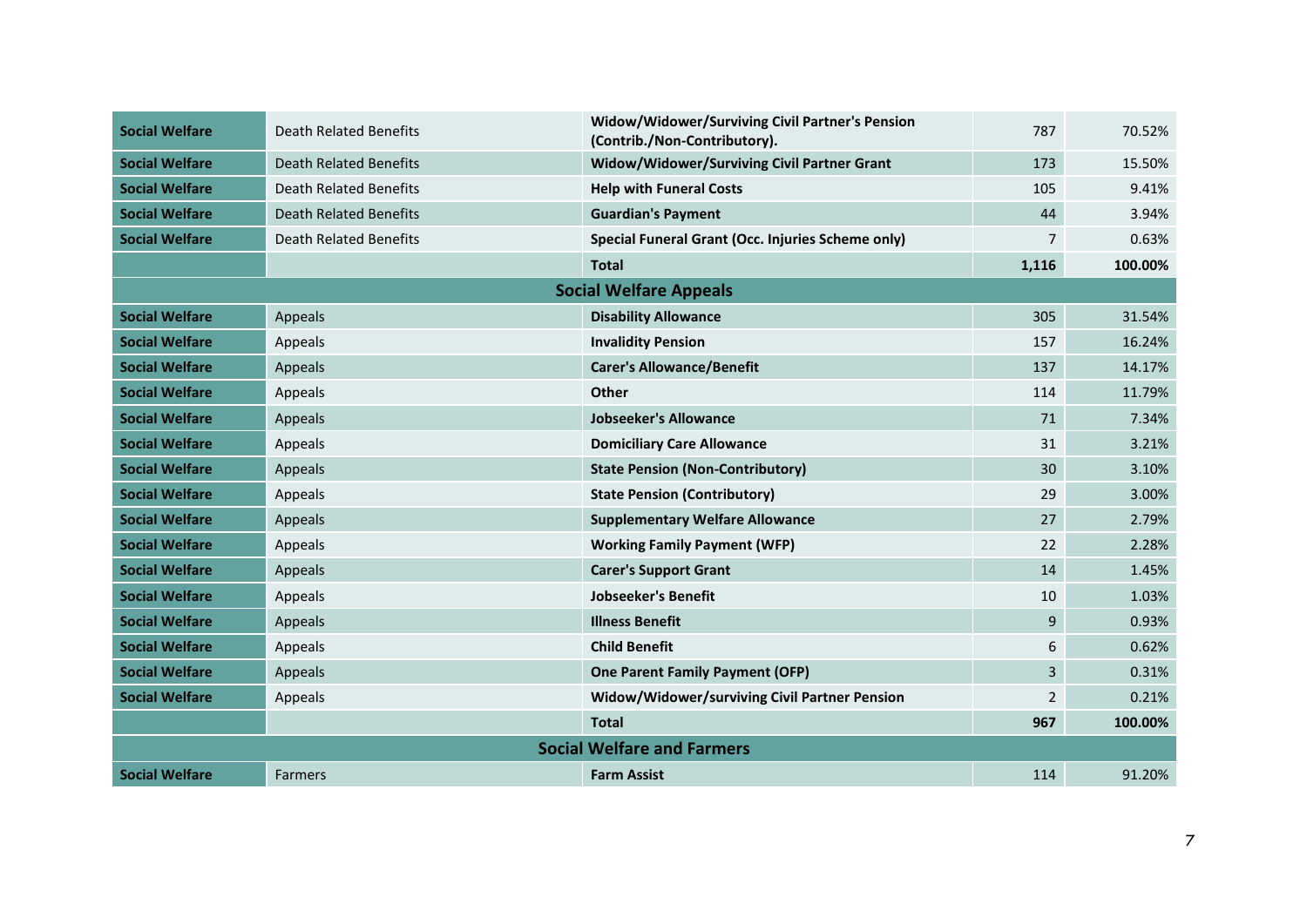| | | | | |
|---|---|---|---|---|
| **Social Welfare** | Death Related Benefits | **Widow/Widower/Surviving Civil Partner's Pension (Contrib./Non-Contributory).** | 787 | 70.52% |
| **Social Welfare** | Death Related Benefits | **Widow/Widower/Surviving Civil Partner Grant** | 173 | 15.50% |
| **Social Welfare** | Death Related Benefits | **Help with Funeral Costs** | 105 | 9.41% |
| **Social Welfare** | Death Related Benefits | **Guardian's Payment** | 44 | 3.94% |
| **Social Welfare** | Death Related Benefits | **Special Funeral Grant (Occ. Injuries Scheme only)** | 7 | 0.63% |
| | | **Total** | **1,116** | **100.00%** |
| | | **Social Welfare Appeals** | | |
| **Social Welfare** | Appeals | **Disability Allowance** | 305 | 31.54% |
| **Social Welfare** | Appeals | **Invalidity Pension** | 157 | 16.24% |
| **Social Welfare** | Appeals | **Carer's Allowance/Benefit** | 137 | 14.17% |
| **Social Welfare** | Appeals | **Other** | 114 | 11.79% |
| **Social Welfare** | Appeals | **Jobseeker's Allowance** | 71 | 7.34% |
| **Social Welfare** | Appeals | **Domiciliary Care Allowance** | 31 | 3.21% |
| **Social Welfare** | Appeals | **State Pension (Non-Contributory)** | 30 | 3.10% |
| **Social Welfare** | Appeals | **State Pension (Contributory)** | 29 | 3.00% |
| **Social Welfare** | Appeals | **Supplementary Welfare Allowance** | 27 | 2.79% |
| **Social Welfare** | Appeals | **Working Family Payment (WFP)** | 22 | 2.28% |
| **Social Welfare** | Appeals | **Carer's Support Grant** | 14 | 1.45% |
| **Social Welfare** | Appeals | **Jobseeker's Benefit** | 10 | 1.03% |
| **Social Welfare** | Appeals | **Illness Benefit** | 9 | 0.93% |
| **Social Welfare** | Appeals | **Child Benefit** | 6 | 0.62% |
| **Social Welfare** | Appeals | **One Parent Family Payment (OFP)** | 3 | 0.31% |
| **Social Welfare** | Appeals | **Widow/Widower/surviving Civil Partner Pension** | 2 | 0.21% |
| | | **Total** | **967** | **100.00%** |
| | | **Social Welfare and Farmers** | | |
| **Social Welfare** | Farmers | **Farm Assist** | 114 | 91.20% |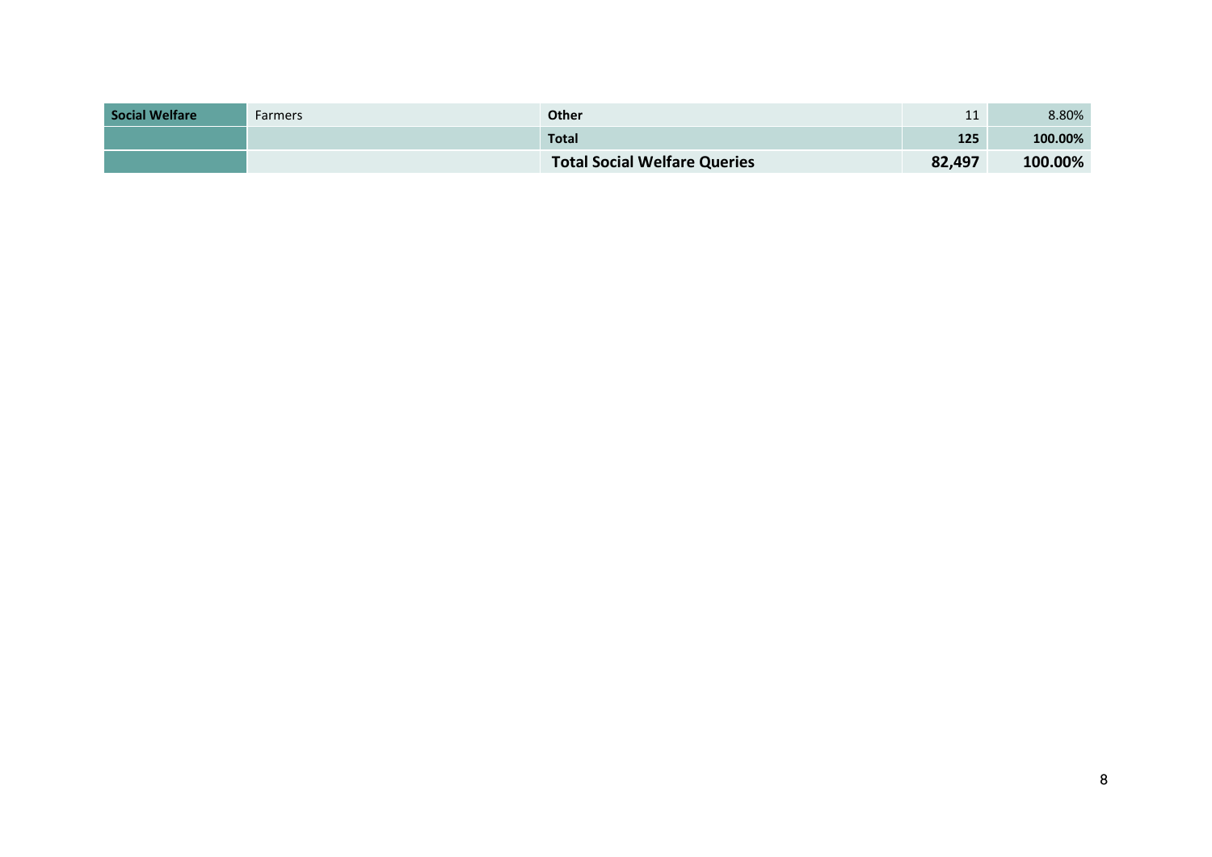| Social Welfare | Farmers | Other | 11 | 8.80% |
| --- | --- | --- | --- | --- |
| | | **Total** | **125** | **100.00%** |
| | | **Total Social Welfare Queries** | **82,497** | **100.00%** |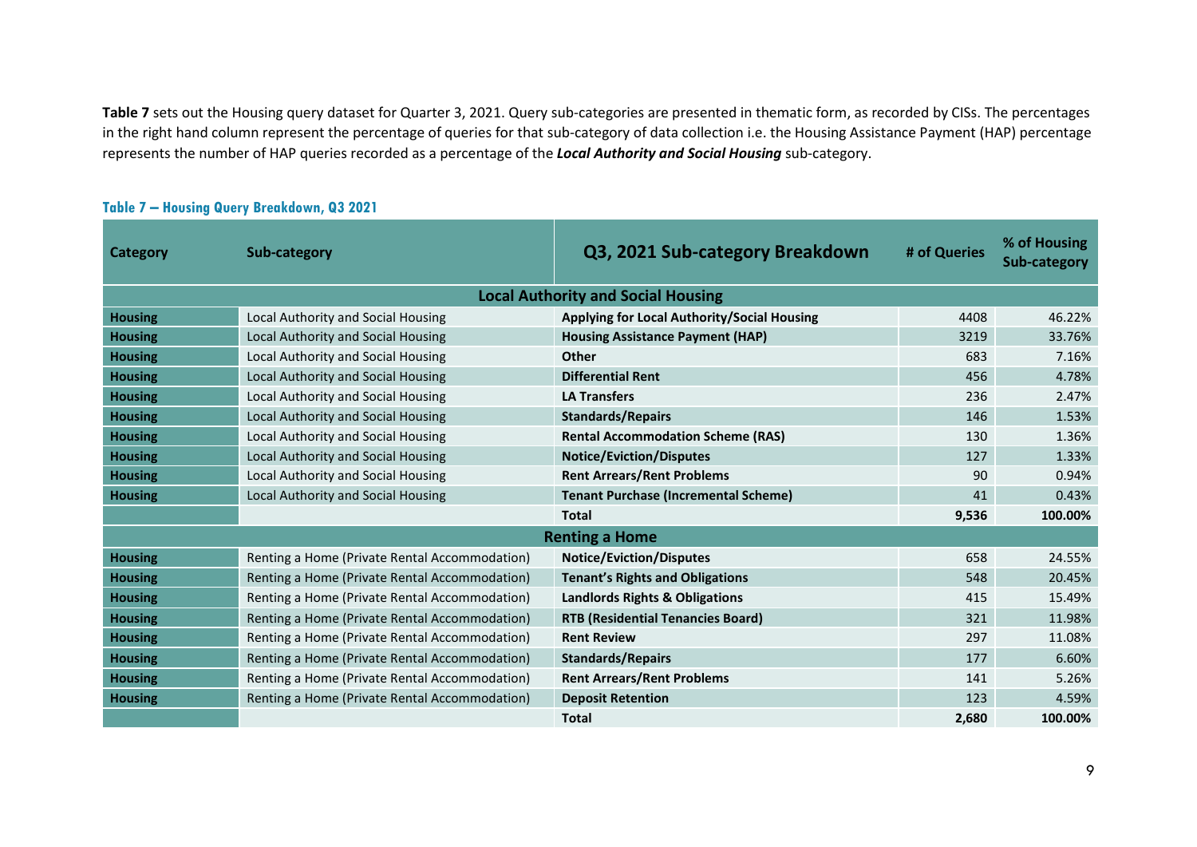**Table 7** sets out the Housing query dataset for Quarter 3, 2021. Query sub-categories are presented in thematic form, as recorded by CISs. The percentages in the right hand column represent the percentage of queries for that sub-category of data collection i.e. the Housing Assistance Payment (HAP) percentage represents the number of HAP queries recorded as a percentage of the ***Local Authority and Social Housing*** sub-category.

### Table 7 – Housing Query Breakdown, Q3 2021

| Category | Sub-category | Q3, 2021 Sub-category Breakdown | # of Queries | % of Housing Sub-category |
|---|---|---|---|---|
| | | **Local Authority and Social Housing** | | |
| **Housing** | Local Authority and Social Housing | **Applying for Local Authority/Social Housing** | 4408 | 46.22% |
| **Housing** | Local Authority and Social Housing | **Housing Assistance Payment (HAP)** | 3219 | 33.76% |
| **Housing** | Local Authority and Social Housing | **Other** | 683 | 7.16% |
| **Housing** | Local Authority and Social Housing | **Differential Rent** | 456 | 4.78% |
| **Housing** | Local Authority and Social Housing | **LA Transfers** | 236 | 2.47% |
| **Housing** | Local Authority and Social Housing | **Standards/Repairs** | 146 | 1.53% |
| **Housing** | Local Authority and Social Housing | **Rental Accommodation Scheme (RAS)** | 130 | 1.36% |
| **Housing** | Local Authority and Social Housing | **Notice/Eviction/Disputes** | 127 | 1.33% |
| **Housing** | Local Authority and Social Housing | **Rent Arrears/Rent Problems** | 90 | 0.94% |
| **Housing** | Local Authority and Social Housing | **Tenant Purchase (Incremental Scheme)** | 41 | 0.43% |
| | | **Total** | **9,536** | **100.00%** |
| | | **Renting a Home** | | |
| **Housing** | Renting a Home (Private Rental Accommodation) | **Notice/Eviction/Disputes** | 658 | 24.55% |
| **Housing** | Renting a Home (Private Rental Accommodation) | **Tenant's Rights and Obligations** | 548 | 20.45% |
| **Housing** | Renting a Home (Private Rental Accommodation) | **Landlords Rights & Obligations** | 415 | 15.49% |
| **Housing** | Renting a Home (Private Rental Accommodation) | **RTB (Residential Tenancies Board)** | 321 | 11.98% |
| **Housing** | Renting a Home (Private Rental Accommodation) | **Rent Review** | 297 | 11.08% |
| **Housing** | Renting a Home (Private Rental Accommodation) | **Standards/Repairs** | 177 | 6.60% |
| **Housing** | Renting a Home (Private Rental Accommodation) | **Rent Arrears/Rent Problems** | 141 | 5.26% |
| **Housing** | Renting a Home (Private Rental Accommodation) | **Deposit Retention** | 123 | 4.59% |
| | | **Total** | **2,680** | **100.00%** |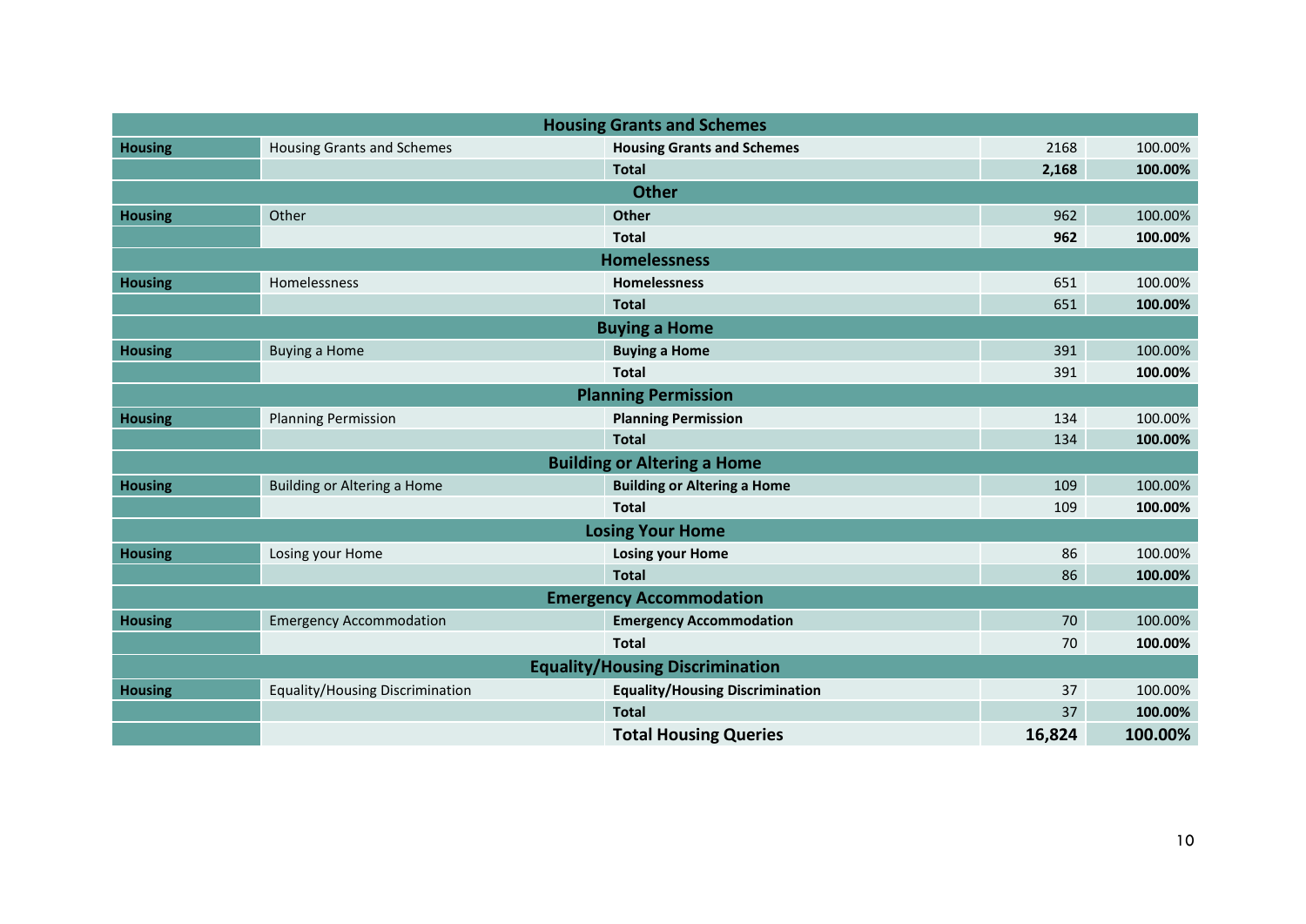| | | **Housing Grants and Schemes** | | |
|---|---|---|---|---|
| **Housing** | Housing Grants and Schemes | **Housing Grants and Schemes** | 2168 | 100.00% |
| | | **Total** | **2,168** | **100.00%** |
| | | **Other** | | |
| **Housing** | Other | **Other** | 962 | 100.00% |
| | | **Total** | **962** | **100.00%** |
| | | **Homelessness** | | |
| **Housing** | Homelessness | **Homelessness** | 651 | 100.00% |
| | | **Total** | 651 | **100.00%** |
| | | **Buying a Home** | | |
| **Housing** | Buying a Home | **Buying a Home** | 391 | 100.00% |
| | | **Total** | 391 | **100.00%** |
| | | **Planning Permission** | | |
| **Housing** | Planning Permission | **Planning Permission** | 134 | 100.00% |
| | | **Total** | 134 | **100.00%** |
| | | **Building or Altering a Home** | | |
| **Housing** | Building or Altering a Home | **Building or Altering a Home** | 109 | 100.00% |
| | | **Total** | 109 | **100.00%** |
| | | **Losing Your Home** | | |
| **Housing** | Losing your Home | **Losing your Home** | 86 | 100.00% |
| | | **Total** | 86 | **100.00%** |
| | | **Emergency Accommodation** | | |
| **Housing** | Emergency Accommodation | **Emergency Accommodation** | 70 | 100.00% |
| | | **Total** | 70 | **100.00%** |
| | | **Equality/Housing Discrimination** | | |
| **Housing** | Equality/Housing Discrimination | **Equality/Housing Discrimination** | 37 | 100.00% |
| | | **Total** | 37 | **100.00%** |
| | | **Total Housing Queries** | **16,824** | **100.00%** |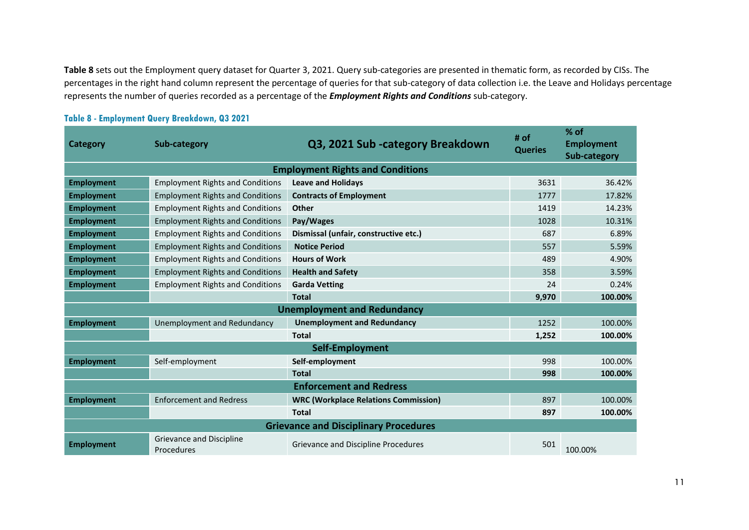**Table 8** sets out the Employment query dataset for Quarter 3, 2021. Query sub-categories are presented in thematic form, as recorded by CISs. The percentages in the right hand column represent the percentage of queries for that sub-category of data collection i.e. the Leave and Holidays percentage represents the number of queries recorded as a percentage of the ***Employment Rights and Conditions*** sub-category.

**Table 8 - Employment Query Breakdown, Q3 2021**

| Category | Sub-category | Q3, 2021 Sub -category Breakdown | # of Queries | % of Employment Sub-category |
|---|---|---|---|---|
| | | **Employment Rights and Conditions** | | |
| **Employment** | Employment Rights and Conditions | **Leave and Holidays** | 3631 | 36.42% |
| **Employment** | Employment Rights and Conditions | **Contracts of Employment** | 1777 | 17.82% |
| **Employment** | Employment Rights and Conditions | **Other** | 1419 | 14.23% |
| **Employment** | Employment Rights and Conditions | **Pay/Wages** | 1028 | 10.31% |
| **Employment** | Employment Rights and Conditions | **Dismissal (unfair, constructive etc.)** | 687 | 6.89% |
| **Employment** | Employment Rights and Conditions | **Notice Period** | 557 | 5.59% |
| **Employment** | Employment Rights and Conditions | **Hours of Work** | 489 | 4.90% |
| **Employment** | Employment Rights and Conditions | **Health and Safety** | 358 | 3.59% |
| **Employment** | Employment Rights and Conditions | **Garda Vetting** | 24 | 0.24% |
| | | **Total** | **9,970** | **100.00%** |
| | | **Unemployment and Redundancy** | | |
| **Employment** | Unemployment and Redundancy | **Unemployment and Redundancy** | 1252 | 100.00% |
| | | **Total** | **1,252** | **100.00%** |
| | | **Self-Employment** | | |
| **Employment** | Self-employment | **Self-employment** | 998 | 100.00% |
| | | **Total** | **998** | **100.00%** |
| | | **Enforcement and Redress** | | |
| **Employment** | Enforcement and Redress | **WRC (Workplace Relations Commission)** | 897 | 100.00% |
| | | **Total** | **897** | **100.00%** |
| | | **Grievance and Disciplinary Procedures** | | |
| **Employment** | Grievance and Discipline Procedures | Grievance and Discipline Procedures | 501 | 100.00% |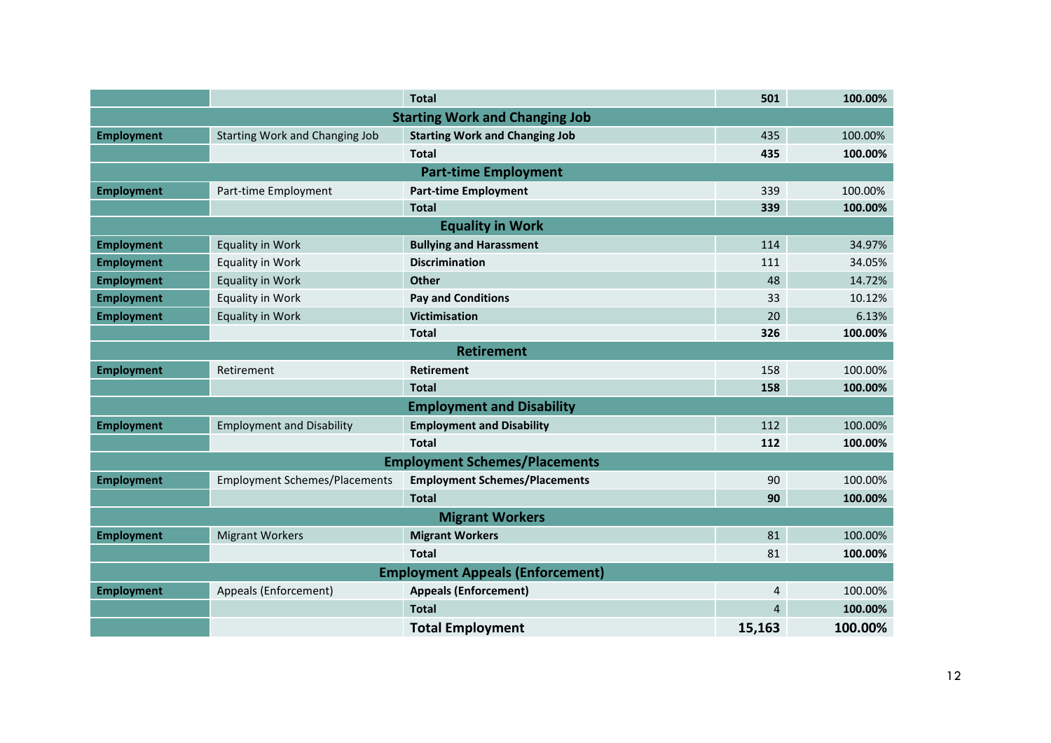| | | | | |
|---|---|---|---|---|
| | | **Total** | **501** | **100.00%** |
| **Starting Work and Changing Job** | | | | |
| **Employment** | Starting Work and Changing Job | **Starting Work and Changing Job** | 435 | 100.00% |
| | | **Total** | **435** | **100.00%** |
| **Part-time Employment** | | | | |
| **Employment** | Part-time Employment | **Part-time Employment** | 339 | 100.00% |
| | | **Total** | **339** | **100.00%** |
| **Equality in Work** | | | | |
| **Employment** | Equality in Work | **Bullying and Harassment** | 114 | 34.97% |
| **Employment** | Equality in Work | **Discrimination** | 111 | 34.05% |
| **Employment** | Equality in Work | **Other** | 48 | 14.72% |
| **Employment** | Equality in Work | **Pay and Conditions** | 33 | 10.12% |
| **Employment** | Equality in Work | **Victimisation** | 20 | 6.13% |
| | | **Total** | **326** | **100.00%** |
| **Retirement** | | | | |
| **Employment** | Retirement | **Retirement** | 158 | 100.00% |
| | | **Total** | **158** | **100.00%** |
| **Employment and Disability** | | | | |
| **Employment** | Employment and Disability | **Employment and Disability** | 112 | 100.00% |
| | | **Total** | **112** | **100.00%** |
| **Employment Schemes/Placements** | | | | |
| **Employment** | Employment Schemes/Placements | **Employment Schemes/Placements** | 90 | 100.00% |
| | | **Total** | **90** | **100.00%** |
| **Migrant Workers** | | | | |
| **Employment** | Migrant Workers | **Migrant Workers** | 81 | 100.00% |
| | | **Total** | 81 | **100.00%** |
| **Employment Appeals (Enforcement)** | | | | |
| **Employment** | Appeals (Enforcement) | **Appeals (Enforcement)** | 4 | 100.00% |
| | | **Total** | 4 | **100.00%** |
| | | **Total Employment** | **15,163** | **100.00%** |